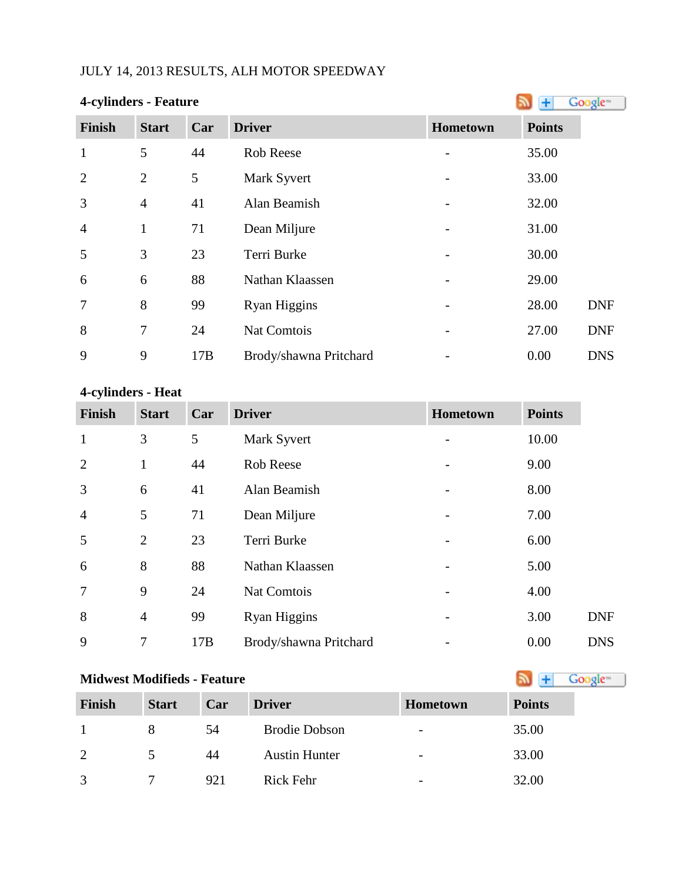JULY 14, 2013 RESULTS, ALH MOTOR SPEEDWAY

**4-cylinders - Feature**

| Finish | Start | Car | Driver | Hometown | Points | |
|---|---|---|---|---|---|---|
| 1 | 5 | 44 | Rob Reese | - | 35.00 | |
| 2 | 2 | 5 | Mark Syvert | - | 33.00 | |
| 3 | 4 | 41 | Alan Beamish | - | 32.00 | |
| 4 | 1 | 71 | Dean Miljure | - | 31.00 | |
| 5 | 3 | 23 | Terri Burke | - | 30.00 | |
| 6 | 6 | 88 | Nathan Klaassen | - | 29.00 | |
| 7 | 8 | 99 | Ryan Higgins | - | 28.00 | DNF |
| 8 | 7 | 24 | Nat Comtois | - | 27.00 | DNF |
| 9 | 9 | 17B | Brody/shawna Pritchard | - | 0.00 | DNS |

**4-cylinders - Heat**

| Finish | Start | Car | Driver | Hometown | Points | |
|---|---|---|---|---|---|---|
| 1 | 3 | 5 | Mark Syvert | - | 10.00 | |
| 2 | 1 | 44 | Rob Reese | - | 9.00 | |
| 3 | 6 | 41 | Alan Beamish | - | 8.00 | |
| 4 | 5 | 71 | Dean Miljure | - | 7.00 | |
| 5 | 2 | 23 | Terri Burke | - | 6.00 | |
| 6 | 8 | 88 | Nathan Klaassen | - | 5.00 | |
| 7 | 9 | 24 | Nat Comtois | - | 4.00 | |
| 8 | 4 | 99 | Ryan Higgins | - | 3.00 | DNF |
| 9 | 7 | 17B | Brody/shawna Pritchard | - | 0.00 | DNS |

**Midwest Modifieds - Feature**

| Finish | Start | Car | Driver | Hometown | Points |
|---|---|---|---|---|---|
| 1 | 8 | 54 | Brodie Dobson | - | 35.00 |
| 2 | 5 | 44 | Austin Hunter | - | 33.00 |
| 3 | 7 | 921 | Rick Fehr | - | 32.00 |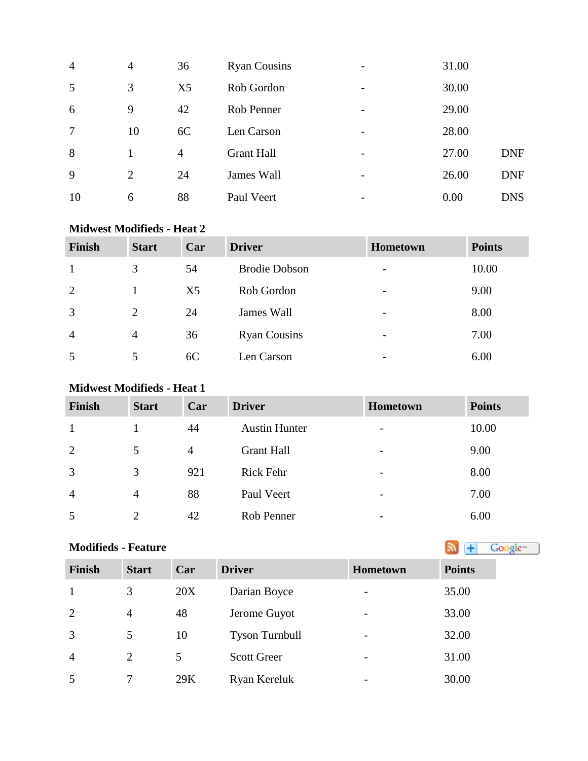| | | | | | | |
|---|---|---|---|---|---|---|
| 4 | 4 | 36 | Ryan Cousins | - | 31.00 | |
| 5 | 3 | X5 | Rob Gordon | - | 30.00 | |
| 6 | 9 | 42 | Rob Penner | - | 29.00 | |
| 7 | 10 | 6C | Len Carson | - | 28.00 | |
| 8 | 1 | 4 | Grant Hall | - | 27.00 | DNF |
| 9 | 2 | 24 | James Wall | - | 26.00 | DNF |
| 10 | 6 | 88 | Paul Veert | - | 0.00 | DNS |

**Midwest Modifieds - Heat 2**

| Finish | Start | Car | Driver | Hometown | Points |
|---|---|---|---|---|---|
| 1 | 3 | 54 | Brodie Dobson | - | 10.00 |
| 2 | 1 | X5 | Rob Gordon | - | 9.00 |
| 3 | 2 | 24 | James Wall | - | 8.00 |
| 4 | 4 | 36 | Ryan Cousins | - | 7.00 |
| 5 | 5 | 6C | Len Carson | - | 6.00 |

**Midwest Modifieds - Heat 1**

| Finish | Start | Car | Driver | Hometown | Points |
|---|---|---|---|---|---|
| 1 | 1 | 44 | Austin Hunter | - | 10.00 |
| 2 | 5 | 4 | Grant Hall | - | 9.00 |
| 3 | 3 | 921 | Rick Fehr | - | 8.00 |
| 4 | 4 | 88 | Paul Veert | - | 7.00 |
| 5 | 2 | 42 | Rob Penner | - | 6.00 |

**Modifieds - Feature**

| Finish | Start | Car | Driver | Hometown | Points |
|---|---|---|---|---|---|
| 1 | 3 | 20X | Darian Boyce | - | 35.00 |
| 2 | 4 | 48 | Jerome Guyot | - | 33.00 |
| 3 | 5 | 10 | Tyson Turnbull | - | 32.00 |
| 4 | 2 | 5 | Scott Greer | - | 31.00 |
| 5 | 7 | 29K | Ryan Kereluk | - | 30.00 |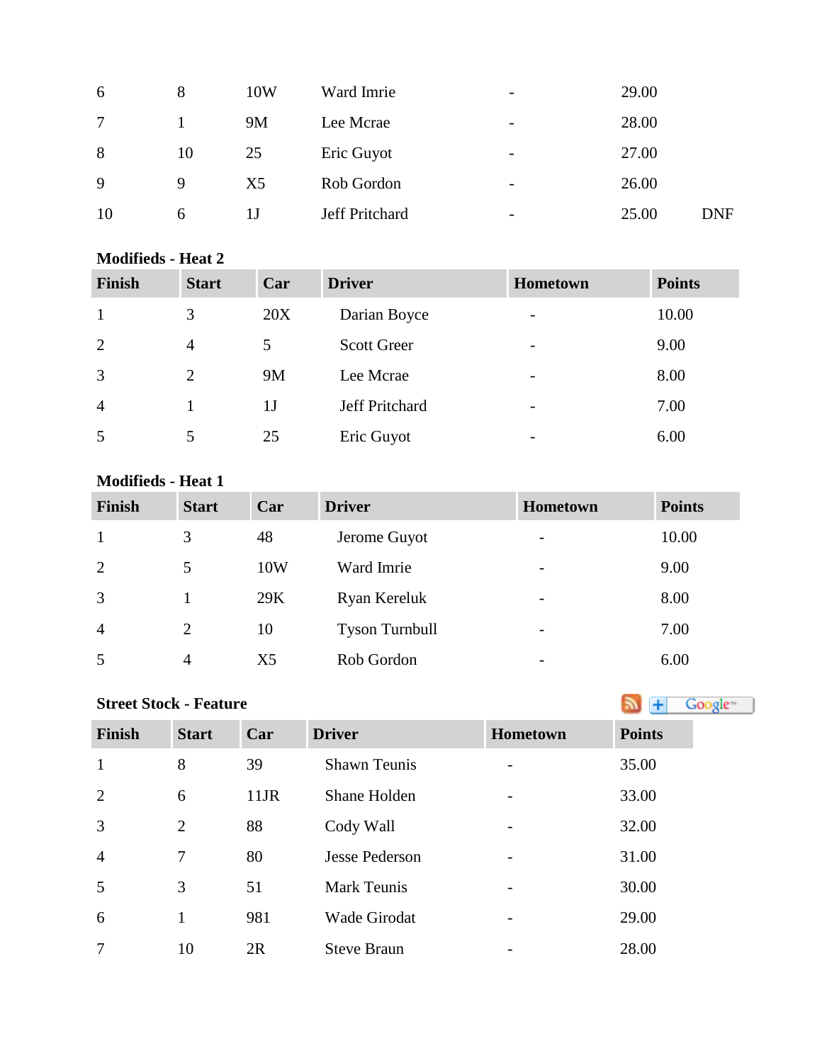| | | | | | | |
|---|---|---|---|---|---|---|
| 6 | 8 | 10W | Ward Imrie | - | 29.00 | |
| 7 | 1 | 9M | Lee Mcrae | - | 28.00 | |
| 8 | 10 | 25 | Eric Guyot | - | 27.00 | |
| 9 | 9 | X5 | Rob Gordon | - | 26.00 | |
| 10 | 6 | 1J | Jeff Pritchard | - | 25.00 | DNF |

**Modifieds - Heat 2**

| Finish | Start | Car | Driver | Hometown | Points |
|---|---|---|---|---|---|
| 1 | 3 | 20X | Darian Boyce | - | 10.00 |
| 2 | 4 | 5 | Scott Greer | - | 9.00 |
| 3 | 2 | 9M | Lee Mcrae | - | 8.00 |
| 4 | 1 | 1J | Jeff Pritchard | - | 7.00 |
| 5 | 5 | 25 | Eric Guyot | - | 6.00 |

**Modifieds - Heat 1**

| Finish | Start | Car | Driver | Hometown | Points |
|---|---|---|---|---|---|
| 1 | 3 | 48 | Jerome Guyot | - | 10.00 |
| 2 | 5 | 10W | Ward Imrie | - | 9.00 |
| 3 | 1 | 29K | Ryan Kereluk | - | 8.00 |
| 4 | 2 | 10 | Tyson Turnbull | - | 7.00 |
| 5 | 4 | X5 | Rob Gordon | - | 6.00 |

**Street Stock - Feature**

| Finish | Start | Car | Driver | Hometown | Points |
|---|---|---|---|---|---|
| 1 | 8 | 39 | Shawn Teunis | - | 35.00 |
| 2 | 6 | 11JR | Shane Holden | - | 33.00 |
| 3 | 2 | 88 | Cody Wall | - | 32.00 |
| 4 | 7 | 80 | Jesse Pederson | - | 31.00 |
| 5 | 3 | 51 | Mark Teunis | - | 30.00 |
| 6 | 1 | 981 | Wade Girodat | - | 29.00 |
| 7 | 10 | 2R | Steve Braun | - | 28.00 |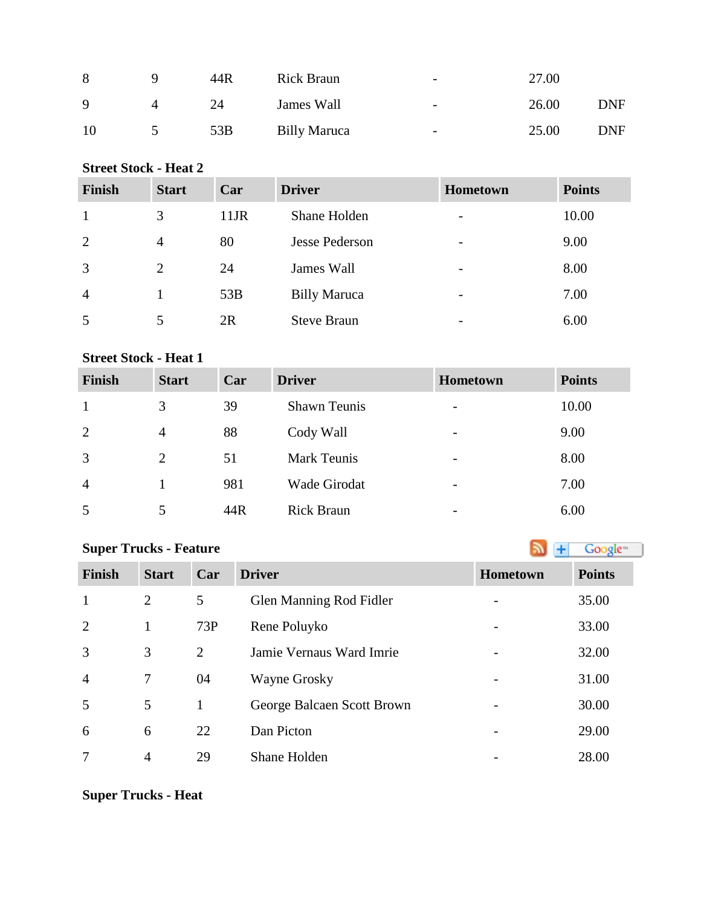| 8 | 9 | 44R | Rick Braun | - | 27.00 | |
|---|---|---|---|---|---|---|
| 9 | 4 | 24 | James Wall | - | 26.00 | DNF |
| 10 | 5 | 53B | Billy Maruca | - | 25.00 | DNF |

**Street Stock - Heat 2**

| Finish | Start | Car | Driver | Hometown | Points |
|---|---|---|---|---|---|
| 1 | 3 | 11JR | Shane Holden | - | 10.00 |
| 2 | 4 | 80 | Jesse Pederson | - | 9.00 |
| 3 | 2 | 24 | James Wall | - | 8.00 |
| 4 | 1 | 53B | Billy Maruca | - | 7.00 |
| 5 | 5 | 2R | Steve Braun | - | 6.00 |

**Street Stock - Heat 1**

| Finish | Start | Car | Driver | Hometown | Points |
|---|---|---|---|---|---|
| 1 | 3 | 39 | Shawn Teunis | - | 10.00 |
| 2 | 4 | 88 | Cody Wall | - | 9.00 |
| 3 | 2 | 51 | Mark Teunis | - | 8.00 |
| 4 | 1 | 981 | Wade Girodat | - | 7.00 |
| 5 | 5 | 44R | Rick Braun | - | 6.00 |

**Super Trucks - Feature**

| Finish | Start | Car | Driver | Hometown | Points |
|---|---|---|---|---|---|
| 1 | 2 | 5 | Glen Manning Rod Fidler | - | 35.00 |
| 2 | 1 | 73P | Rene Poluyko | - | 33.00 |
| 3 | 3 | 2 | Jamie Vernaus Ward Imrie | - | 32.00 |
| 4 | 7 | 04 | Wayne Grosky | - | 31.00 |
| 5 | 5 | 1 | George Balcaen Scott Brown | - | 30.00 |
| 6 | 6 | 22 | Dan Picton | - | 29.00 |
| 7 | 4 | 29 | Shane Holden | - | 28.00 |

**Super Trucks - Heat**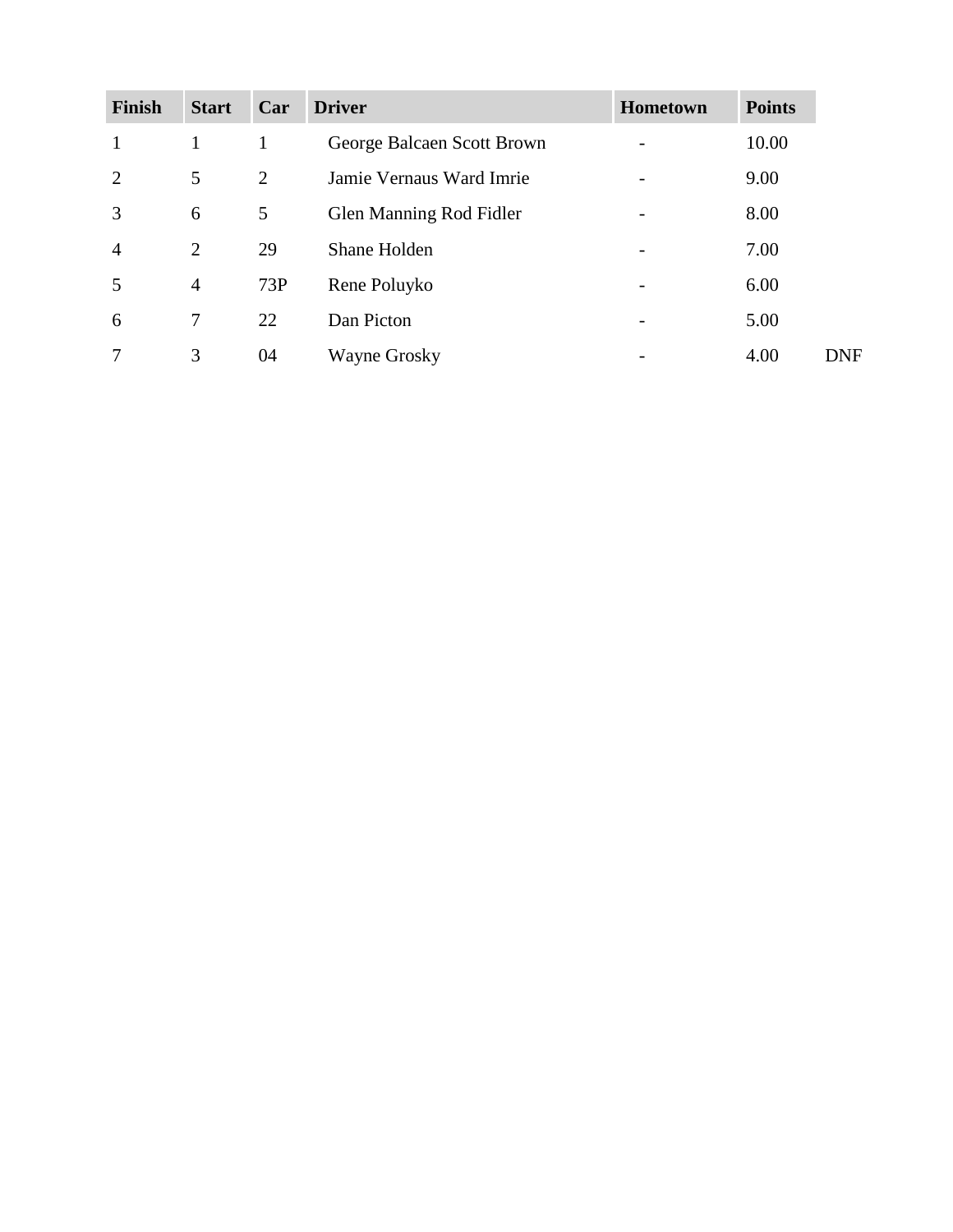| Finish | Start | Car | Driver | Hometown | Points | |
|---|---|---|---|---|---|---|
| 1 | 1 | 1 | George Balcaen Scott Brown | - | 10.00 | |
| 2 | 5 | 2 | Jamie Vernaus Ward Imrie | - | 9.00 | |
| 3 | 6 | 5 | Glen Manning Rod Fidler | - | 8.00 | |
| 4 | 2 | 29 | Shane Holden | - | 7.00 | |
| 5 | 4 | 73P | Rene Poluyko | - | 6.00 | |
| 6 | 7 | 22 | Dan Picton | - | 5.00 | |
| 7 | 3 | 04 | Wayne Grosky | - | 4.00 | DNF |